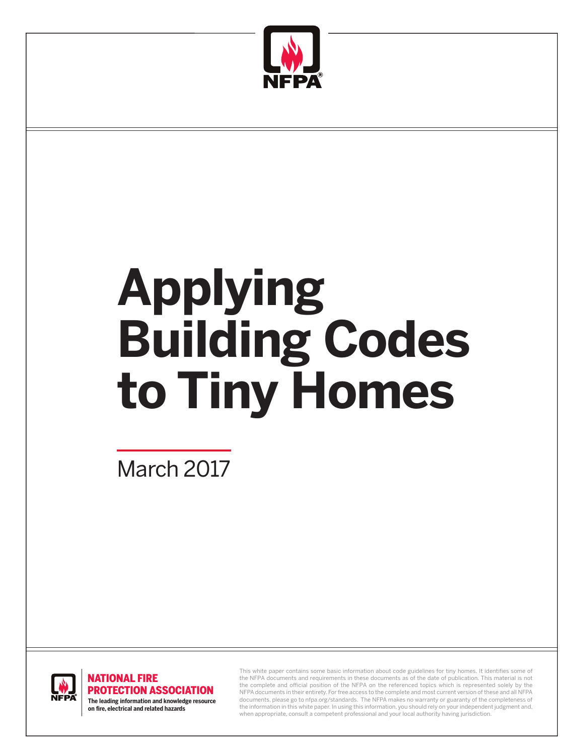NFPA®

# Applying Building Codes to Tiny Homes

March 2017

NATIONAL FIRE PROTECTION ASSOCIATION

**The leading information and knowledge resource on fire, electrical and related hazards**

This white paper contains some basic information about code guidelines for tiny homes. It identifies some of the NFPA documents and requirements in these documents as of the date of publication. This material is not the complete and official position of the NFPA on the referenced topics which is represented solely by the NFPA documents in their entirety. For free access to the complete and most current version of these and all NFPA documents, please go to nfpa.org/standards. The NFPA makes no warranty or guaranty of the completeness of the information in this white paper. In using this information, you should rely on your independent judgment and, when appropriate, consult a competent professional and your local authority having jurisdiction.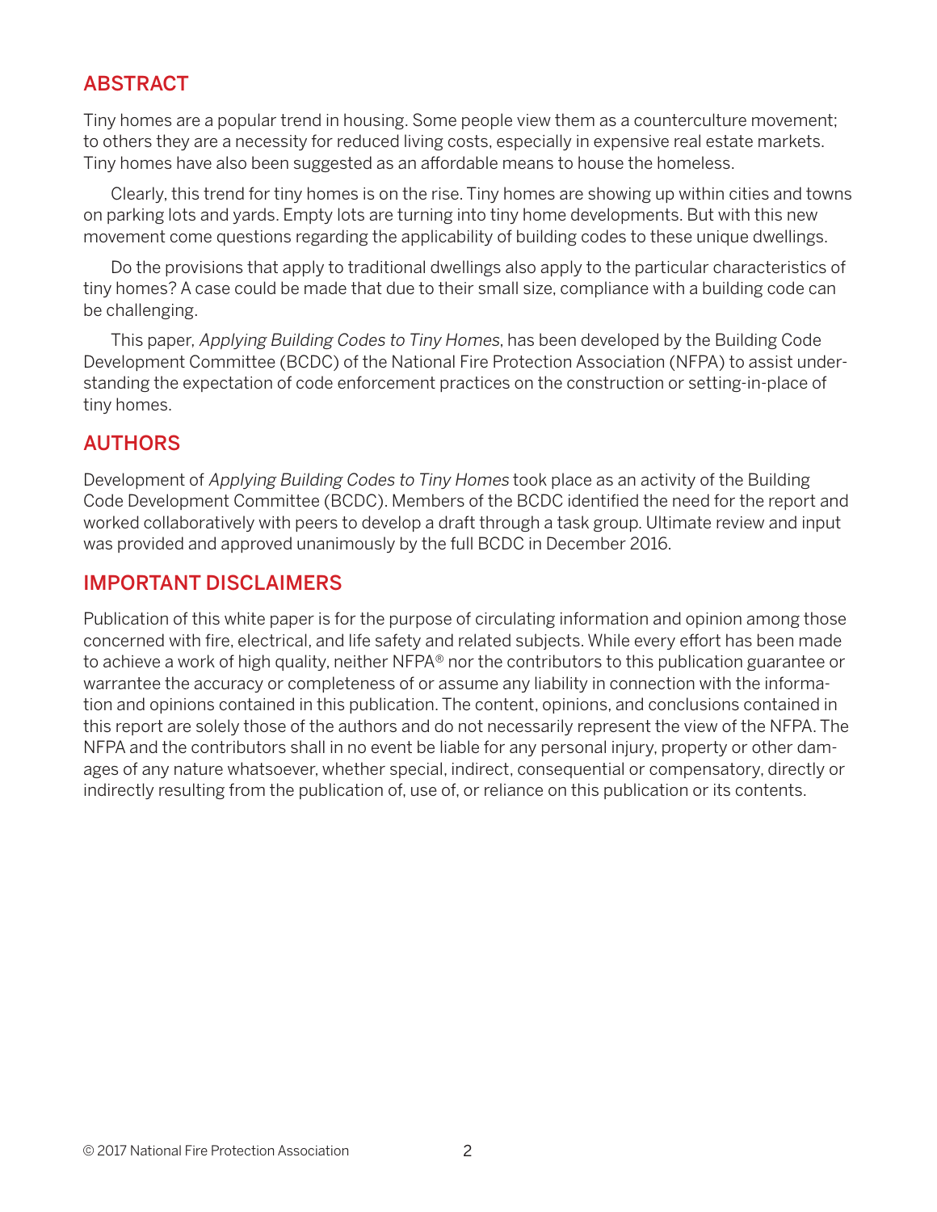## ABSTRACT

Tiny homes are a popular trend in housing. Some people view them as a counterculture movement; to others they are a necessity for reduced living costs, especially in expensive real estate markets. Tiny homes have also been suggested as an affordable means to house the homeless.

Clearly, this trend for tiny homes is on the rise. Tiny homes are showing up within cities and towns on parking lots and yards. Empty lots are turning into tiny home developments. But with this new movement come questions regarding the applicability of building codes to these unique dwellings.

Do the provisions that apply to traditional dwellings also apply to the particular characteristics of tiny homes? A case could be made that due to their small size, compliance with a building code can be challenging.

This paper, *Applying Building Codes to Tiny Homes*, has been developed by the Building Code Development Committee (BCDC) of the National Fire Protection Association (NFPA) to assist understanding the expectation of code enforcement practices on the construction or setting-in-place of tiny homes.

## AUTHORS

Development of *Applying Building Codes to Tiny Homes* took place as an activity of the Building Code Development Committee (BCDC). Members of the BCDC identified the need for the report and worked collaboratively with peers to develop a draft through a task group. Ultimate review and input was provided and approved unanimously by the full BCDC in December 2016.

## IMPORTANT DISCLAIMERS

Publication of this white paper is for the purpose of circulating information and opinion among those concerned with fire, electrical, and life safety and related subjects. While every effort has been made to achieve a work of high quality, neither NFPA® nor the contributors to this publication guarantee or warrantee the accuracy or completeness of or assume any liability in connection with the information and opinions contained in this publication. The content, opinions, and conclusions contained in this report are solely those of the authors and do not necessarily represent the view of the NFPA. The NFPA and the contributors shall in no event be liable for any personal injury, property or other damages of any nature whatsoever, whether special, indirect, consequential or compensatory, directly or indirectly resulting from the publication of, use of, or reliance on this publication or its contents.

© 2017 National Fire Protection Association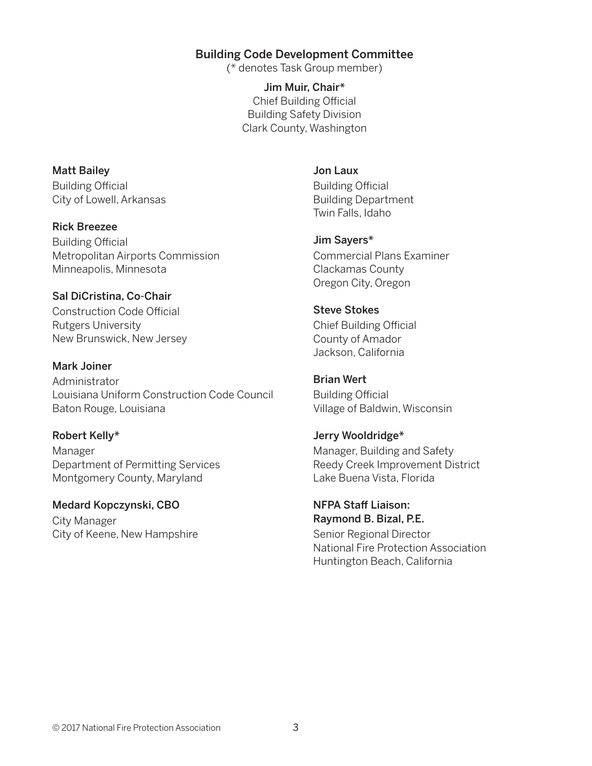## Building Code Development Committee

(* denotes Task Group member)

**Jim Muir, Chair***
Chief Building Official
Building Safety Division
Clark County, Washington

**Matt Bailey**
Building Official
City of Lowell, Arkansas

**Rick Breezee**
Building Official
Metropolitan Airports Commission
Minneapolis, Minnesota

**Sal DiCristina, Co-Chair**
Construction Code Official
Rutgers University
New Brunswick, New Jersey

**Mark Joiner**
Administrator
Louisiana Uniform Construction Code Council
Baton Rouge, Louisiana

**Robert Kelly***
Manager
Department of Permitting Services
Montgomery County, Maryland

**Medard Kopczynski, CBO**
City Manager
City of Keene, New Hampshire

**Jon Laux**
Building Official
Building Department
Twin Falls, Idaho

**Jim Sayers***
Commercial Plans Examiner
Clackamas County
Oregon City, Oregon

**Steve Stokes**
Chief Building Official
County of Amador
Jackson, California

**Brian Wert**
Building Official
Village of Baldwin, Wisconsin

**Jerry Wooldridge***
Manager, Building and Safety
Reedy Creek Improvement District
Lake Buena Vista, Florida

**NFPA Staff Liaison:**
**Raymond B. Bizal, P.E.**
Senior Regional Director
National Fire Protection Association
Huntington Beach, California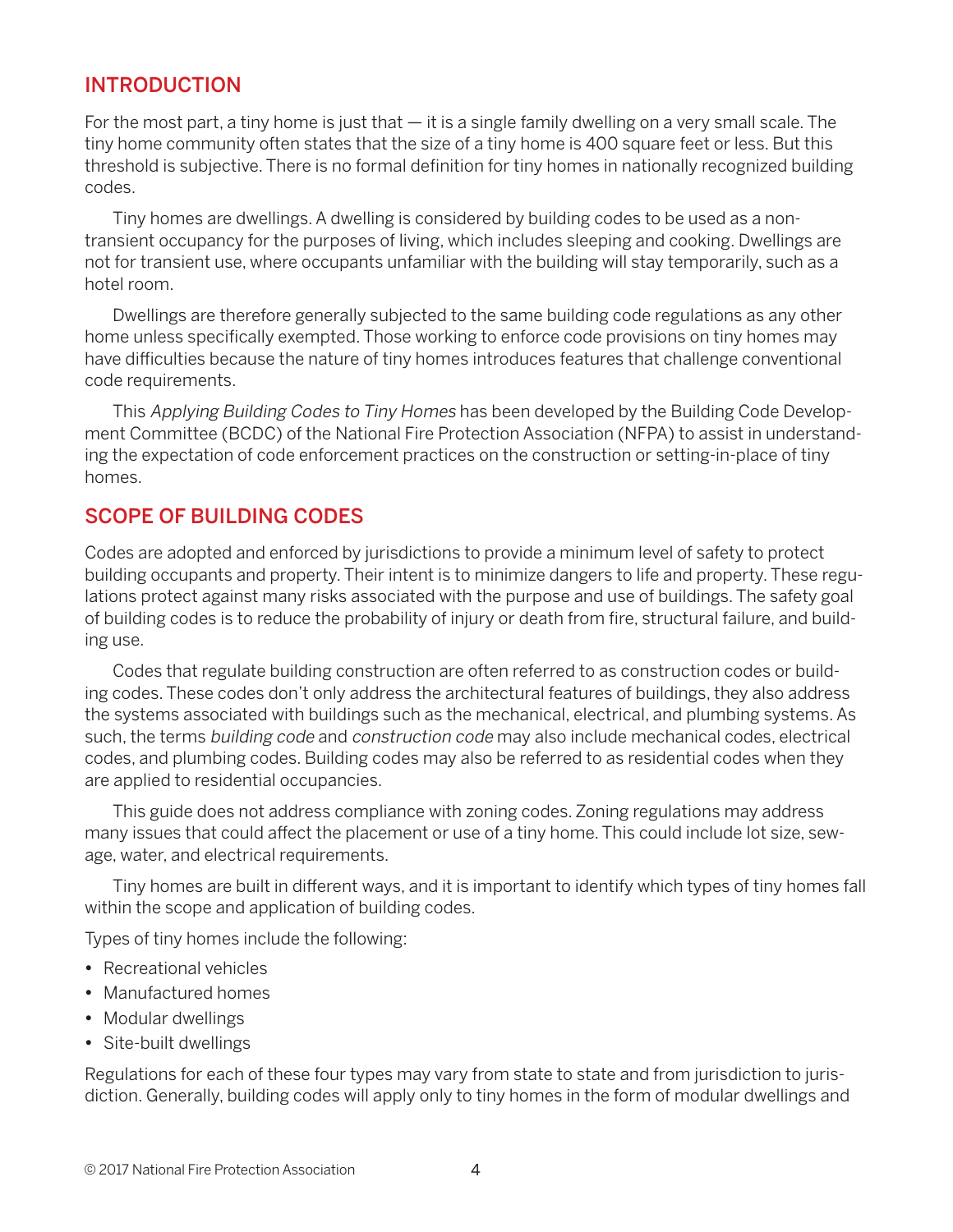## INTRODUCTION

For the most part, a tiny home is just that — it is a single family dwelling on a very small scale. The tiny home community often states that the size of a tiny home is 400 square feet or less. But this threshold is subjective. There is no formal definition for tiny homes in nationally recognized building codes.

Tiny homes are dwellings. A dwelling is considered by building codes to be used as a non-transient occupancy for the purposes of living, which includes sleeping and cooking. Dwellings are not for transient use, where occupants unfamiliar with the building will stay temporarily, such as a hotel room.

Dwellings are therefore generally subjected to the same building code regulations as any other home unless specifically exempted. Those working to enforce code provisions on tiny homes may have difficulties because the nature of tiny homes introduces features that challenge conventional code requirements.

This *Applying Building Codes to Tiny Homes* has been developed by the Building Code Development Committee (BCDC) of the National Fire Protection Association (NFPA) to assist in understanding the expectation of code enforcement practices on the construction or setting-in-place of tiny homes.

## SCOPE OF BUILDING CODES

Codes are adopted and enforced by jurisdictions to provide a minimum level of safety to protect building occupants and property. Their intent is to minimize dangers to life and property. These regulations protect against many risks associated with the purpose and use of buildings. The safety goal of building codes is to reduce the probability of injury or death from fire, structural failure, and building use.

Codes that regulate building construction are often referred to as construction codes or building codes. These codes don't only address the architectural features of buildings, they also address the systems associated with buildings such as the mechanical, electrical, and plumbing systems. As such, the terms *building code* and *construction code* may also include mechanical codes, electrical codes, and plumbing codes. Building codes may also be referred to as residential codes when they are applied to residential occupancies.

This guide does not address compliance with zoning codes. Zoning regulations may address many issues that could affect the placement or use of a tiny home. This could include lot size, sewage, water, and electrical requirements.

Tiny homes are built in different ways, and it is important to identify which types of tiny homes fall within the scope and application of building codes.

Types of tiny homes include the following:

- Recreational vehicles
- Manufactured homes
- Modular dwellings
- Site-built dwellings

Regulations for each of these four types may vary from state to state and from jurisdiction to jurisdiction. Generally, building codes will apply only to tiny homes in the form of modular dwellings and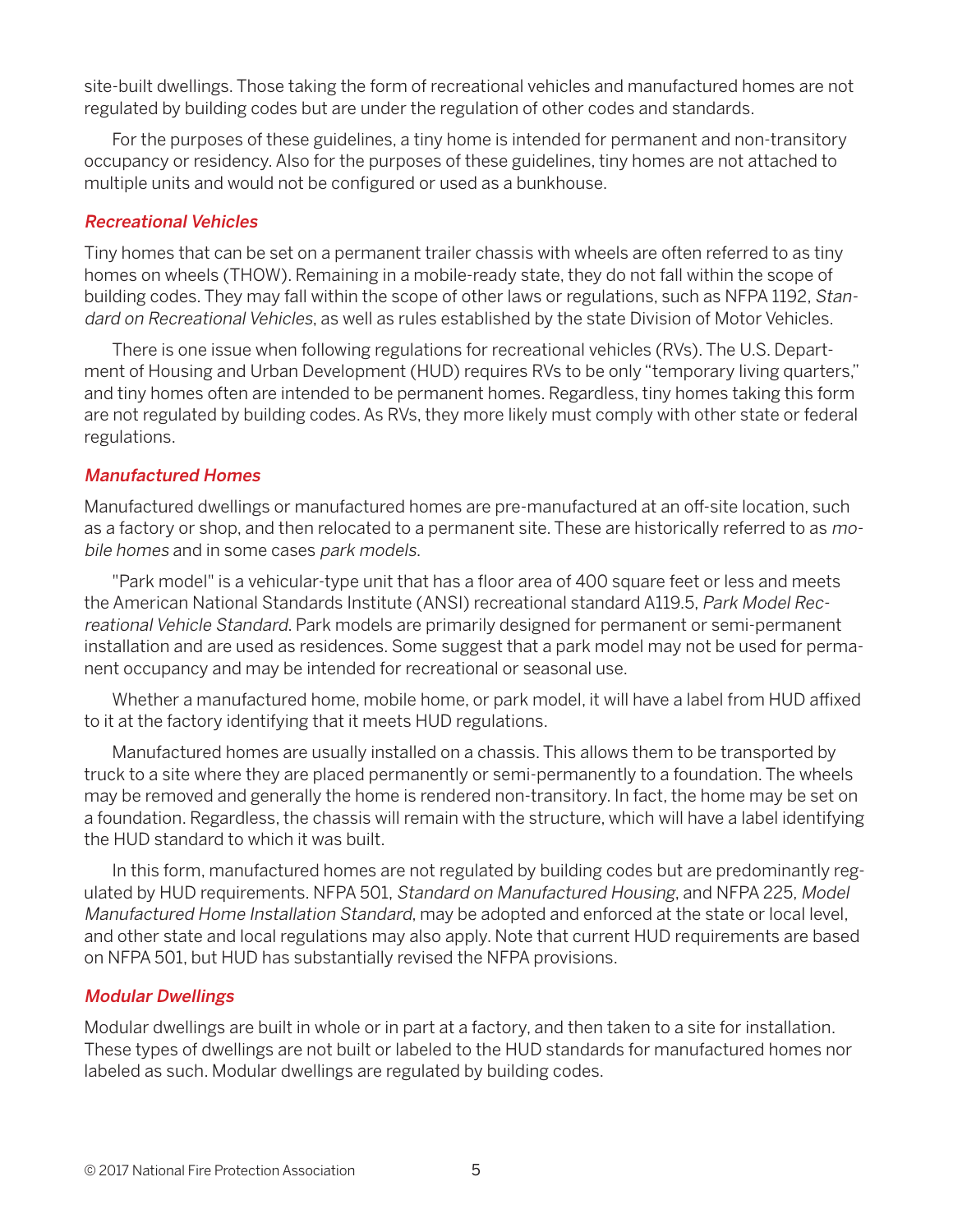site-built dwellings. Those taking the form of recreational vehicles and manufactured homes are not regulated by building codes but are under the regulation of other codes and standards.

For the purposes of these guidelines, a tiny home is intended for permanent and non-transitory occupancy or residency. Also for the purposes of these guidelines, tiny homes are not attached to multiple units and would not be configured or used as a bunkhouse.

### *Recreational Vehicles*

Tiny homes that can be set on a permanent trailer chassis with wheels are often referred to as tiny homes on wheels (THOW). Remaining in a mobile-ready state, they do not fall within the scope of building codes. They may fall within the scope of other laws or regulations, such as NFPA 1192, *Standard on Recreational Vehicles*, as well as rules established by the state Division of Motor Vehicles.

There is one issue when following regulations for recreational vehicles (RVs). The U.S. Department of Housing and Urban Development (HUD) requires RVs to be only "temporary living quarters," and tiny homes often are intended to be permanent homes. Regardless, tiny homes taking this form are not regulated by building codes. As RVs, they more likely must comply with other state or federal regulations.

### *Manufactured Homes*

Manufactured dwellings or manufactured homes are pre-manufactured at an off-site location, such as a factory or shop, and then relocated to a permanent site. These are historically referred to as *mobile homes* and in some cases *park models*.

"Park model" is a vehicular-type unit that has a floor area of 400 square feet or less and meets the American National Standards Institute (ANSI) recreational standard A119.5, *Park Model Recreational Vehicle Standard*. Park models are primarily designed for permanent or semi-permanent installation and are used as residences. Some suggest that a park model may not be used for permanent occupancy and may be intended for recreational or seasonal use.

Whether a manufactured home, mobile home, or park model, it will have a label from HUD affixed to it at the factory identifying that it meets HUD regulations.

Manufactured homes are usually installed on a chassis. This allows them to be transported by truck to a site where they are placed permanently or semi-permanently to a foundation. The wheels may be removed and generally the home is rendered non-transitory. In fact, the home may be set on a foundation. Regardless, the chassis will remain with the structure, which will have a label identifying the HUD standard to which it was built.

In this form, manufactured homes are not regulated by building codes but are predominantly regulated by HUD requirements. NFPA 501, *Standard on Manufactured Housing*, and NFPA 225, *Model Manufactured Home Installation Standard*, may be adopted and enforced at the state or local level, and other state and local regulations may also apply. Note that current HUD requirements are based on NFPA 501, but HUD has substantially revised the NFPA provisions.

### *Modular Dwellings*

Modular dwellings are built in whole or in part at a factory, and then taken to a site for installation. These types of dwellings are not built or labeled to the HUD standards for manufactured homes nor labeled as such. Modular dwellings are regulated by building codes.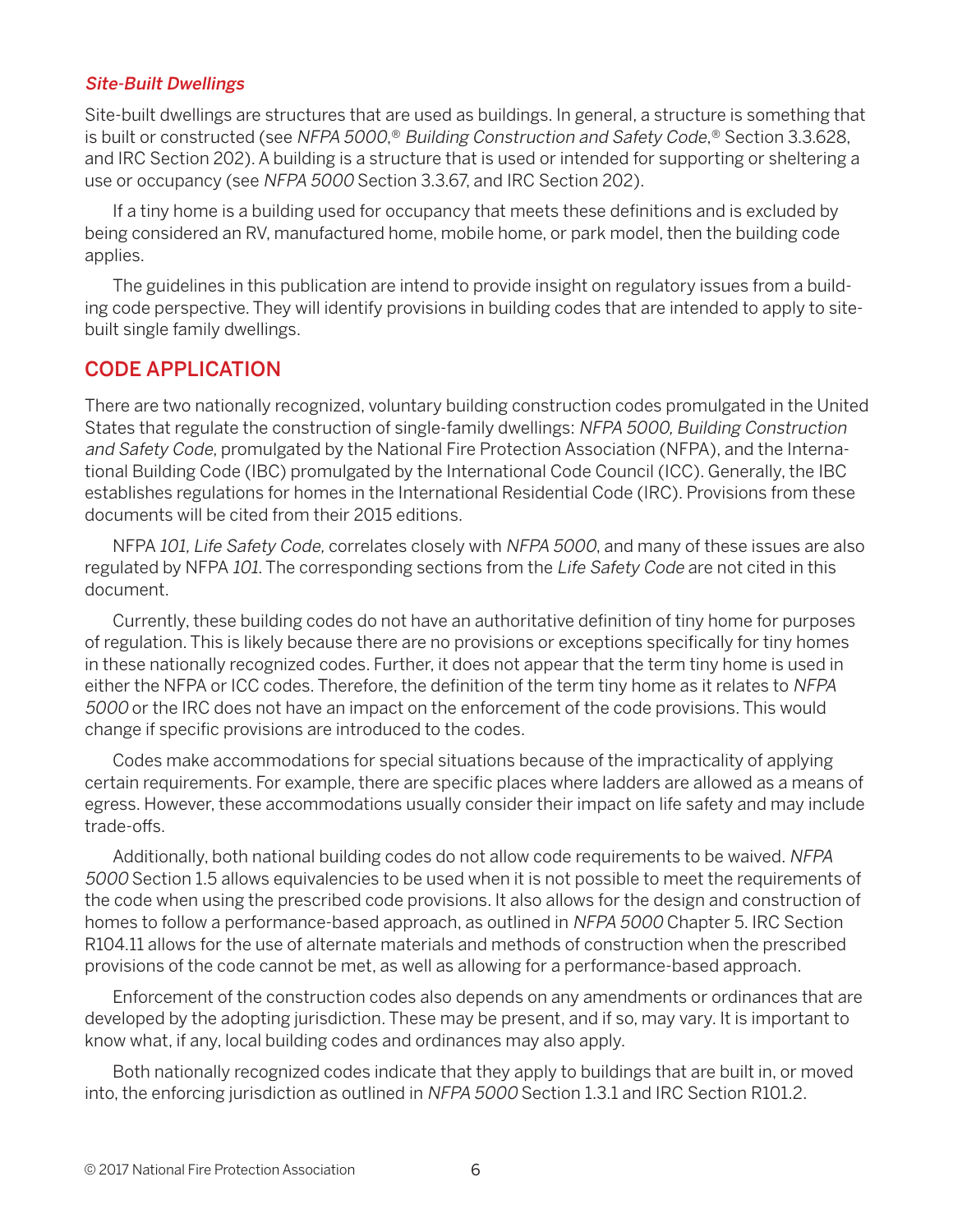### *Site-Built Dwellings*

Site-built dwellings are structures that are used as buildings. In general, a structure is something that is built or constructed (see *NFPA 5000,® Building Construction and Safety Code,®* Section 3.3.628, and IRC Section 202). A building is a structure that is used or intended for supporting or sheltering a use or occupancy (see *NFPA 5000* Section 3.3.67, and IRC Section 202).

If a tiny home is a building used for occupancy that meets these definitions and is excluded by being considered an RV, manufactured home, mobile home, or park model, then the building code applies.

The guidelines in this publication are intend to provide insight on regulatory issues from a building code perspective. They will identify provisions in building codes that are intended to apply to site-built single family dwellings.

## CODE APPLICATION

There are two nationally recognized, voluntary building construction codes promulgated in the United States that regulate the construction of single-family dwellings: *NFPA 5000, Building Construction and Safety Code*, promulgated by the National Fire Protection Association (NFPA), and the International Building Code (IBC) promulgated by the International Code Council (ICC). Generally, the IBC establishes regulations for homes in the International Residential Code (IRC). Provisions from these documents will be cited from their 2015 editions.

NFPA *101, Life Safety Code,* correlates closely with *NFPA 5000*, and many of these issues are also regulated by NFPA *101*. The corresponding sections from the *Life Safety Code* are not cited in this document.

Currently, these building codes do not have an authoritative definition of tiny home for purposes of regulation. This is likely because there are no provisions or exceptions specifically for tiny homes in these nationally recognized codes. Further, it does not appear that the term tiny home is used in either the NFPA or ICC codes. Therefore, the definition of the term tiny home as it relates to *NFPA 5000* or the IRC does not have an impact on the enforcement of the code provisions. This would change if specific provisions are introduced to the codes.

Codes make accommodations for special situations because of the impracticality of applying certain requirements. For example, there are specific places where ladders are allowed as a means of egress. However, these accommodations usually consider their impact on life safety and may include trade-offs.

Additionally, both national building codes do not allow code requirements to be waived. *NFPA 5000* Section 1.5 allows equivalencies to be used when it is not possible to meet the requirements of the code when using the prescribed code provisions. It also allows for the design and construction of homes to follow a performance-based approach, as outlined in *NFPA 5000* Chapter 5. IRC Section R104.11 allows for the use of alternate materials and methods of construction when the prescribed provisions of the code cannot be met, as well as allowing for a performance-based approach.

Enforcement of the construction codes also depends on any amendments or ordinances that are developed by the adopting jurisdiction. These may be present, and if so, may vary. It is important to know what, if any, local building codes and ordinances may also apply.

Both nationally recognized codes indicate that they apply to buildings that are built in, or moved into, the enforcing jurisdiction as outlined in *NFPA 5000* Section 1.3.1 and IRC Section R101.2.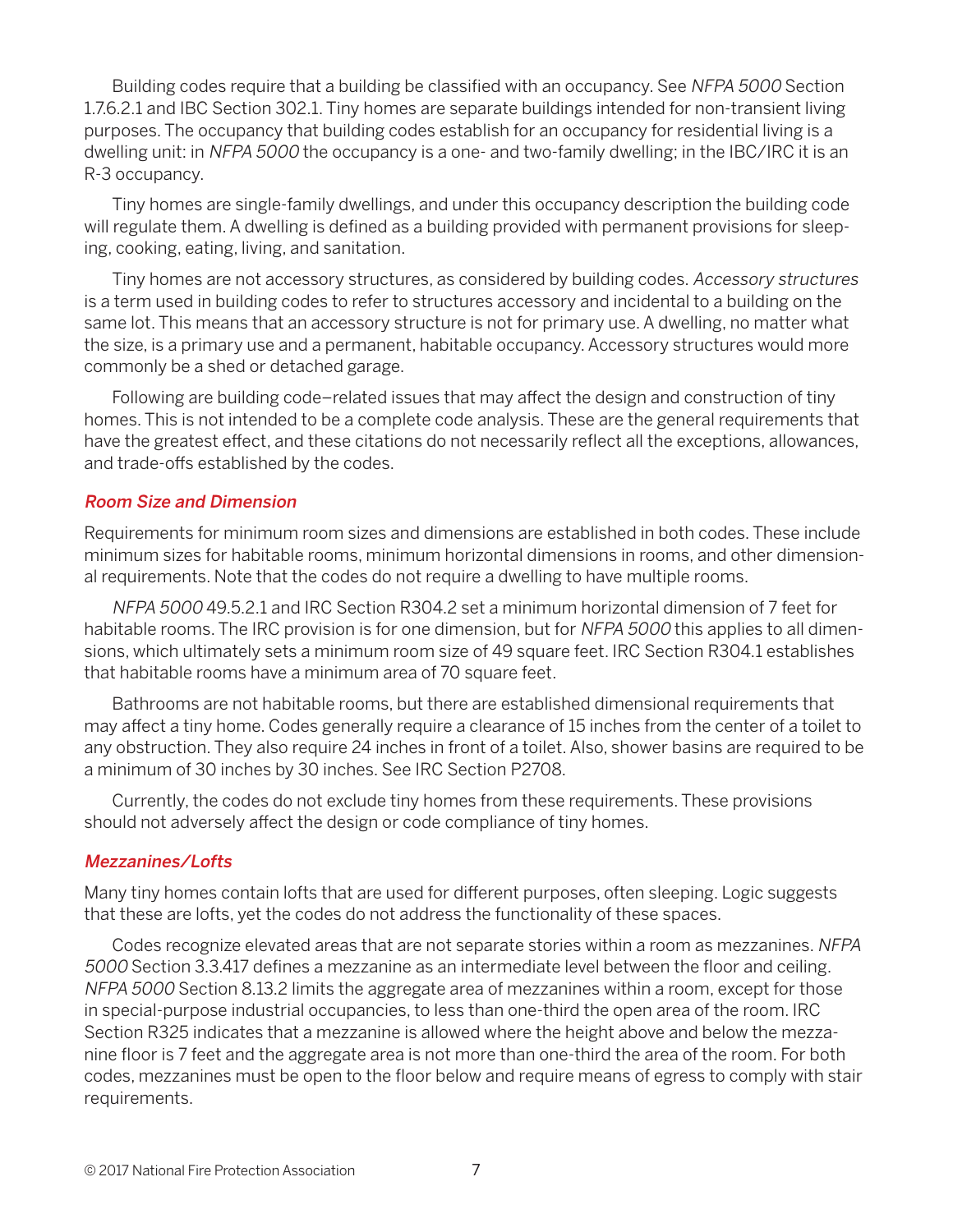Building codes require that a building be classified with an occupancy. See *NFPA 5000* Section 1.7.6.2.1 and IBC Section 302.1. Tiny homes are separate buildings intended for non-transient living purposes. The occupancy that building codes establish for an occupancy for residential living is a dwelling unit: in *NFPA 5000* the occupancy is a one- and two-family dwelling; in the IBC/IRC it is an R-3 occupancy.

Tiny homes are single-family dwellings, and under this occupancy description the building code will regulate them. A dwelling is defined as a building provided with permanent provisions for sleeping, cooking, eating, living, and sanitation.

Tiny homes are not accessory structures, as considered by building codes. *Accessory structures* is a term used in building codes to refer to structures accessory and incidental to a building on the same lot. This means that an accessory structure is not for primary use. A dwelling, no matter what the size, is a primary use and a permanent, habitable occupancy. Accessory structures would more commonly be a shed or detached garage.

Following are building code–related issues that may affect the design and construction of tiny homes. This is not intended to be a complete code analysis. These are the general requirements that have the greatest effect, and these citations do not necessarily reflect all the exceptions, allowances, and trade-offs established by the codes.

### *Room Size and Dimension*

Requirements for minimum room sizes and dimensions are established in both codes. These include minimum sizes for habitable rooms, minimum horizontal dimensions in rooms, and other dimensional requirements. Note that the codes do not require a dwelling to have multiple rooms.

*NFPA 5000* 49.5.2.1 and IRC Section R304.2 set a minimum horizontal dimension of 7 feet for habitable rooms. The IRC provision is for one dimension, but for *NFPA 5000* this applies to all dimensions, which ultimately sets a minimum room size of 49 square feet. IRC Section R304.1 establishes that habitable rooms have a minimum area of 70 square feet.

Bathrooms are not habitable rooms, but there are established dimensional requirements that may affect a tiny home. Codes generally require a clearance of 15 inches from the center of a toilet to any obstruction. They also require 24 inches in front of a toilet. Also, shower basins are required to be a minimum of 30 inches by 30 inches. See IRC Section P2708.

Currently, the codes do not exclude tiny homes from these requirements. These provisions should not adversely affect the design or code compliance of tiny homes.

### *Mezzanines/Lofts*

Many tiny homes contain lofts that are used for different purposes, often sleeping. Logic suggests that these are lofts, yet the codes do not address the functionality of these spaces.

Codes recognize elevated areas that are not separate stories within a room as mezzanines. *NFPA 5000* Section 3.3.417 defines a mezzanine as an intermediate level between the floor and ceiling. *NFPA 5000* Section 8.13.2 limits the aggregate area of mezzanines within a room, except for those in special-purpose industrial occupancies, to less than one-third the open area of the room. IRC Section R325 indicates that a mezzanine is allowed where the height above and below the mezzanine floor is 7 feet and the aggregate area is not more than one-third the area of the room. For both codes, mezzanines must be open to the floor below and require means of egress to comply with stair requirements.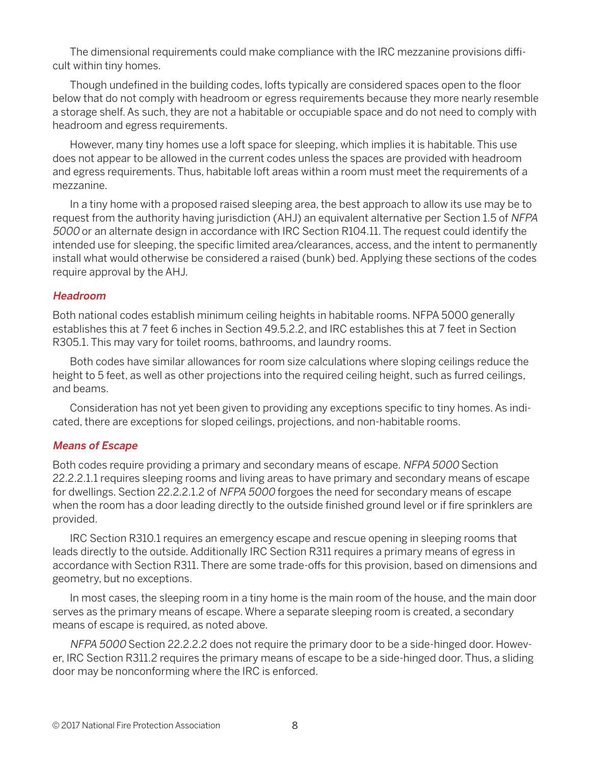The dimensional requirements could make compliance with the IRC mezzanine provisions difficult within tiny homes.

Though undefined in the building codes, lofts typically are considered spaces open to the floor below that do not comply with headroom or egress requirements because they more nearly resemble a storage shelf. As such, they are not a habitable or occupiable space and do not need to comply with headroom and egress requirements.

However, many tiny homes use a loft space for sleeping, which implies it is habitable. This use does not appear to be allowed in the current codes unless the spaces are provided with headroom and egress requirements. Thus, habitable loft areas within a room must meet the requirements of a mezzanine.

In a tiny home with a proposed raised sleeping area, the best approach to allow its use may be to request from the authority having jurisdiction (AHJ) an equivalent alternative per Section 1.5 of *NFPA 5000* or an alternate design in accordance with IRC Section R104.11. The request could identify the intended use for sleeping, the specific limited area/clearances, access, and the intent to permanently install what would otherwise be considered a raised (bunk) bed. Applying these sections of the codes require approval by the AHJ.

### *Headroom*

Both national codes establish minimum ceiling heights in habitable rooms. NFPA 5000 generally establishes this at 7 feet 6 inches in Section 49.5.2.2, and IRC establishes this at 7 feet in Section R305.1. This may vary for toilet rooms, bathrooms, and laundry rooms.

Both codes have similar allowances for room size calculations where sloping ceilings reduce the height to 5 feet, as well as other projections into the required ceiling height, such as furred ceilings, and beams.

Consideration has not yet been given to providing any exceptions specific to tiny homes. As indicated, there are exceptions for sloped ceilings, projections, and non-habitable rooms.

### *Means of Escape*

Both codes require providing a primary and secondary means of escape. *NFPA 5000* Section 22.2.2.1.1 requires sleeping rooms and living areas to have primary and secondary means of escape for dwellings. Section 22.2.2.1.2 of *NFPA 5000* forgoes the need for secondary means of escape when the room has a door leading directly to the outside finished ground level or if fire sprinklers are provided.

IRC Section R310.1 requires an emergency escape and rescue opening in sleeping rooms that leads directly to the outside. Additionally IRC Section R311 requires a primary means of egress in accordance with Section R311. There are some trade-offs for this provision, based on dimensions and geometry, but no exceptions.

In most cases, the sleeping room in a tiny home is the main room of the house, and the main door serves as the primary means of escape. Where a separate sleeping room is created, a secondary means of escape is required, as noted above.

*NFPA 5000* Section 22.2.2.2 does not require the primary door to be a side-hinged door. However, IRC Section R311.2 requires the primary means of escape to be a side-hinged door. Thus, a sliding door may be nonconforming where the IRC is enforced.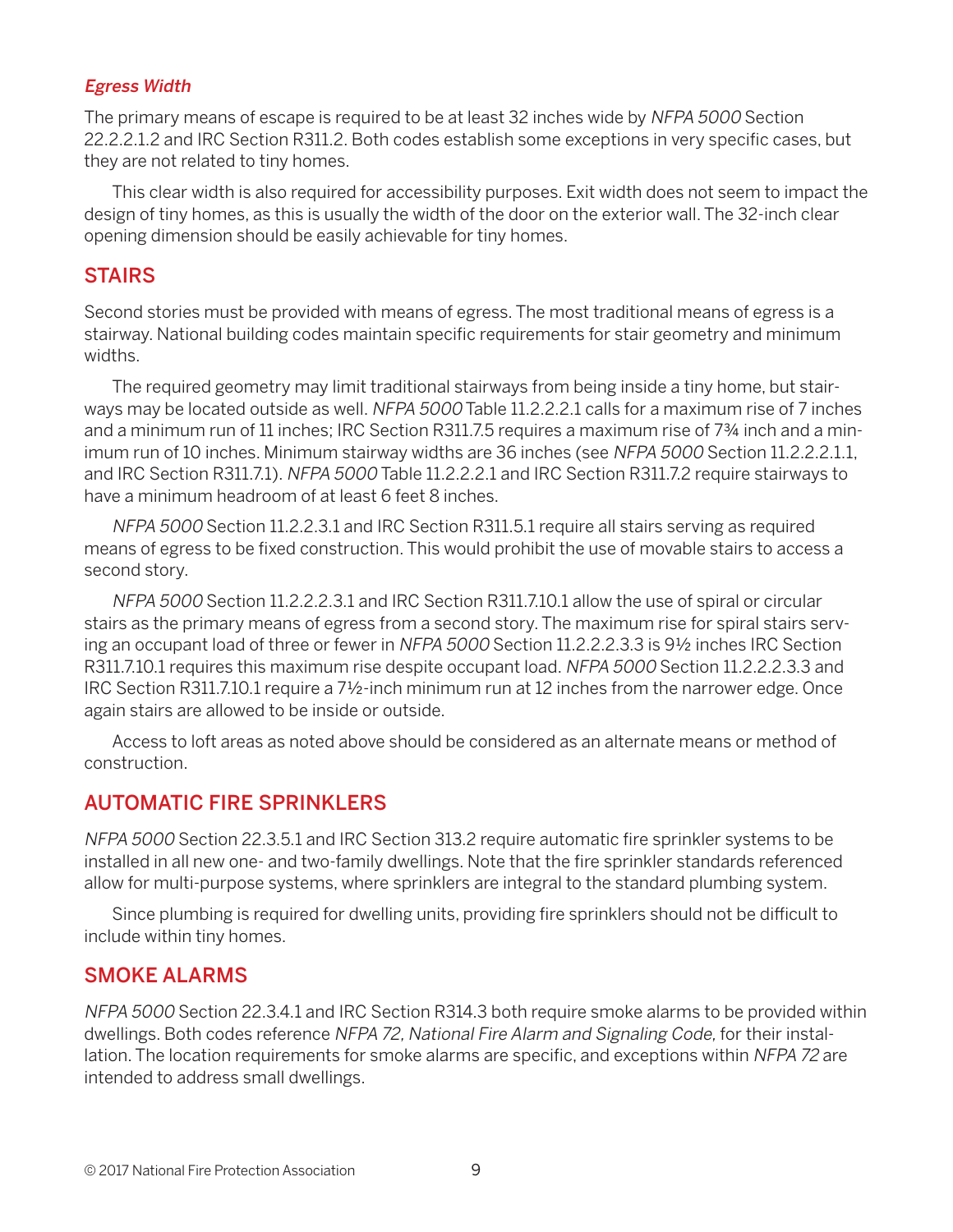### *Egress Width*

The primary means of escape is required to be at least 32 inches wide by *NFPA 5000* Section 22.2.2.1.2 and IRC Section R311.2. Both codes establish some exceptions in very specific cases, but they are not related to tiny homes.

This clear width is also required for accessibility purposes. Exit width does not seem to impact the design of tiny homes, as this is usually the width of the door on the exterior wall. The 32-inch clear opening dimension should be easily achievable for tiny homes.

## STAIRS

Second stories must be provided with means of egress. The most traditional means of egress is a stairway. National building codes maintain specific requirements for stair geometry and minimum widths.

The required geometry may limit traditional stairways from being inside a tiny home, but stairways may be located outside as well. *NFPA 5000* Table 11.2.2.2.1 calls for a maximum rise of 7 inches and a minimum run of 11 inches; IRC Section R311.7.5 requires a maximum rise of 7¾ inch and a minimum run of 10 inches. Minimum stairway widths are 36 inches (see *NFPA 5000* Section 11.2.2.2.1.1, and IRC Section R311.7.1). *NFPA 5000* Table 11.2.2.2.1 and IRC Section R311.7.2 require stairways to have a minimum headroom of at least 6 feet 8 inches.

*NFPA 5000* Section 11.2.2.3.1 and IRC Section R311.5.1 require all stairs serving as required means of egress to be fixed construction. This would prohibit the use of movable stairs to access a second story.

*NFPA 5000* Section 11.2.2.2.3.1 and IRC Section R311.7.10.1 allow the use of spiral or circular stairs as the primary means of egress from a second story. The maximum rise for spiral stairs serving an occupant load of three or fewer in *NFPA 5000* Section 11.2.2.2.3.3 is 9½ inches IRC Section R311.7.10.1 requires this maximum rise despite occupant load. *NFPA 5000* Section 11.2.2.2.3.3 and IRC Section R311.7.10.1 require a 7½-inch minimum run at 12 inches from the narrower edge. Once again stairs are allowed to be inside or outside.

Access to loft areas as noted above should be considered as an alternate means or method of construction.

## AUTOMATIC FIRE SPRINKLERS

*NFPA 5000* Section 22.3.5.1 and IRC Section 313.2 require automatic fire sprinkler systems to be installed in all new one- and two-family dwellings. Note that the fire sprinkler standards referenced allow for multi-purpose systems, where sprinklers are integral to the standard plumbing system.

Since plumbing is required for dwelling units, providing fire sprinklers should not be difficult to include within tiny homes.

## SMOKE ALARMS

*NFPA 5000* Section 22.3.4.1 and IRC Section R314.3 both require smoke alarms to be provided within dwellings. Both codes reference *NFPA 72, National Fire Alarm and Signaling Code,* for their installation. The location requirements for smoke alarms are specific, and exceptions within *NFPA 72* are intended to address small dwellings.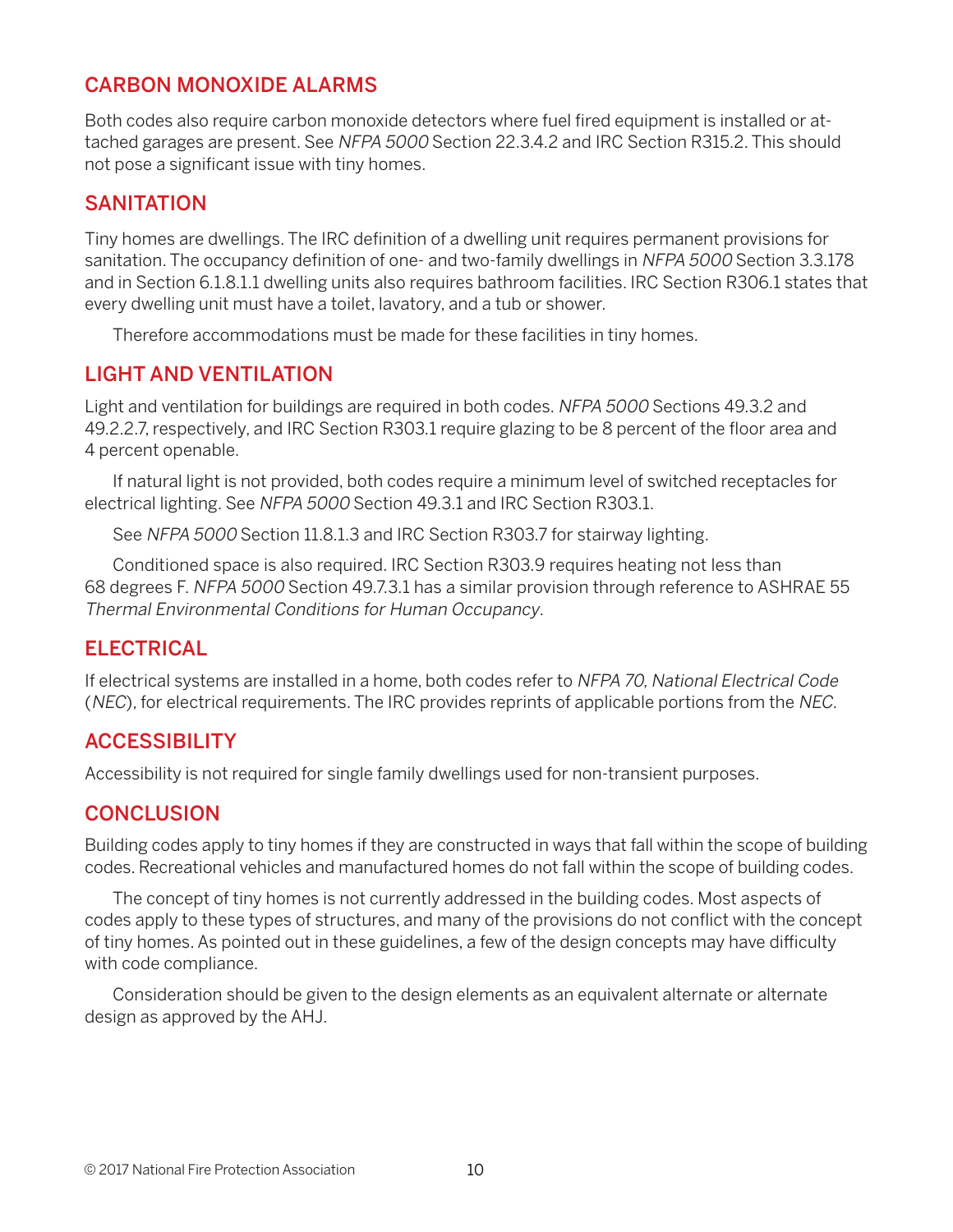## CARBON MONOXIDE ALARMS

Both codes also require carbon monoxide detectors where fuel fired equipment is installed or attached garages are present. See *NFPA 5000* Section 22.3.4.2 and IRC Section R315.2. This should not pose a significant issue with tiny homes.

## SANITATION

Tiny homes are dwellings. The IRC definition of a dwelling unit requires permanent provisions for sanitation. The occupancy definition of one- and two-family dwellings in *NFPA 5000* Section 3.3.178 and in Section 6.1.8.1.1 dwelling units also requires bathroom facilities. IRC Section R306.1 states that every dwelling unit must have a toilet, lavatory, and a tub or shower.

Therefore accommodations must be made for these facilities in tiny homes.

## LIGHT AND VENTILATION

Light and ventilation for buildings are required in both codes. *NFPA 5000* Sections 49.3.2 and 49.2.2.7, respectively, and IRC Section R303.1 require glazing to be 8 percent of the floor area and 4 percent openable.

If natural light is not provided, both codes require a minimum level of switched receptacles for electrical lighting. See *NFPA 5000* Section 49.3.1 and IRC Section R303.1.

See *NFPA 5000* Section 11.8.1.3 and IRC Section R303.7 for stairway lighting.

Conditioned space is also required. IRC Section R303.9 requires heating not less than 68 degrees F. *NFPA 5000* Section 49.7.3.1 has a similar provision through reference to ASHRAE 55 *Thermal Environmental Conditions for Human Occupancy*.

## ELECTRICAL

If electrical systems are installed in a home, both codes refer to *NFPA 70, National Electrical Code* (*NEC*), for electrical requirements. The IRC provides reprints of applicable portions from the *NEC*.

## ACCESSIBILITY

Accessibility is not required for single family dwellings used for non-transient purposes.

## CONCLUSION

Building codes apply to tiny homes if they are constructed in ways that fall within the scope of building codes. Recreational vehicles and manufactured homes do not fall within the scope of building codes.

The concept of tiny homes is not currently addressed in the building codes. Most aspects of codes apply to these types of structures, and many of the provisions do not conflict with the concept of tiny homes. As pointed out in these guidelines, a few of the design concepts may have difficulty with code compliance.

Consideration should be given to the design elements as an equivalent alternate or alternate design as approved by the AHJ.

© 2017 National Fire Protection Association